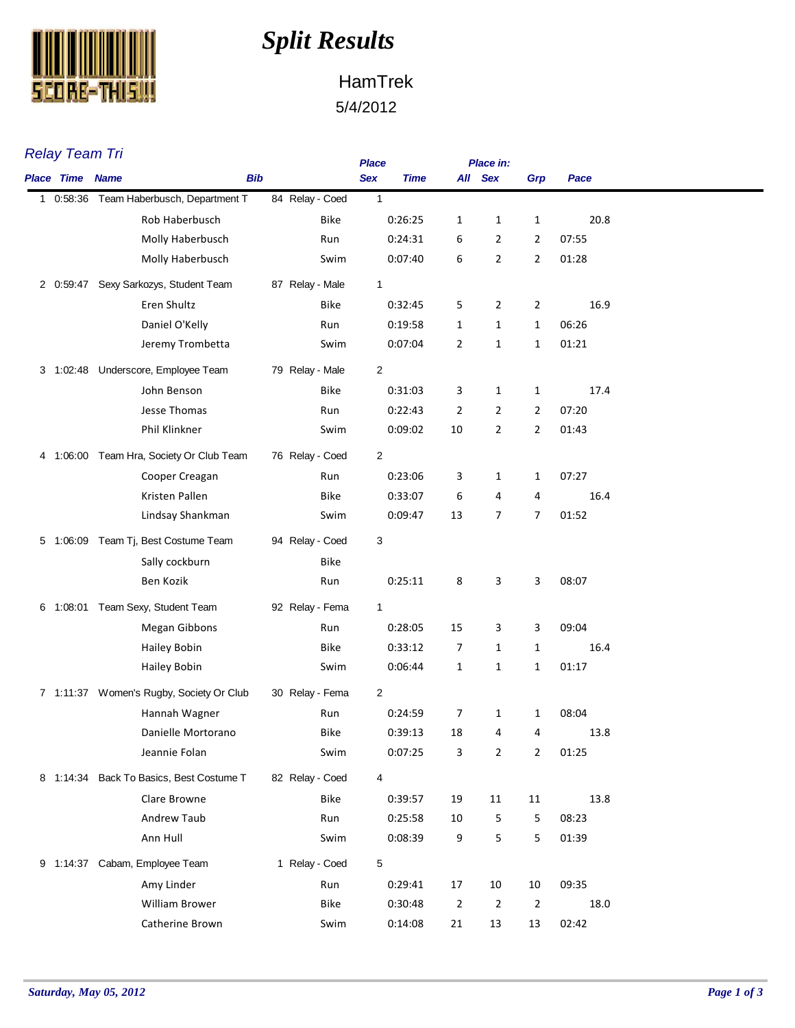# Split Results

## HamTrek

5/4/2012

### Relay Team Tri

| Place | Time | Name | Bib | | Place Sex | Time | Place in: All | Sex | Grp | Pace |
|---|---|---|---|---|---|---|---|---|---|---|
| 1 | 0:58:36 | Team Haberbusch, Department T | 84 | Relay - Coed | 1 | | | | | |
| | | Rob Haberbusch | | Bike | | 0:26:25 | 1 | 1 | 1 | 20.8 |
| | | Molly Haberbusch | | Run | | 0:24:31 | 6 | 2 | 2 | 07:55 |
| | | Molly Haberbusch | | Swim | | 0:07:40 | 6 | 2 | 2 | 01:28 |
| 2 | 0:59:47 | Sexy Sarkozys, Student Team | 87 | Relay - Male | 1 | | | | | |
| | | Eren Shultz | | Bike | | 0:32:45 | 5 | 2 | 2 | 16.9 |
| | | Daniel O'Kelly | | Run | | 0:19:58 | 1 | 1 | 1 | 06:26 |
| | | Jeremy Trombetta | | Swim | | 0:07:04 | 2 | 1 | 1 | 01:21 |
| 3 | 1:02:48 | Underscore, Employee Team | 79 | Relay - Male | 2 | | | | | |
| | | John Benson | | Bike | | 0:31:03 | 3 | 1 | 1 | 17.4 |
| | | Jesse Thomas | | Run | | 0:22:43 | 2 | 2 | 2 | 07:20 |
| | | Phil Klinkner | | Swim | | 0:09:02 | 10 | 2 | 2 | 01:43 |
| 4 | 1:06:00 | Team Hra, Society Or Club Team | 76 | Relay - Coed | 2 | | | | | |
| | | Cooper Creagan | | Run | | 0:23:06 | 3 | 1 | 1 | 07:27 |
| | | Kristen Pallen | | Bike | | 0:33:07 | 6 | 4 | 4 | 16.4 |
| | | Lindsay Shankman | | Swim | | 0:09:47 | 13 | 7 | 7 | 01:52 |
| 5 | 1:06:09 | Team Tj, Best Costume Team | 94 | Relay - Coed | 3 | | | | | |
| | | Sally cockburn | | Bike | | | | | | |
| | | Ben Kozik | | Run | | 0:25:11 | 8 | 3 | 3 | 08:07 |
| 6 | 1:08:01 | Team Sexy, Student Team | 92 | Relay - Fema | 1 | | | | | |
| | | Megan Gibbons | | Run | | 0:28:05 | 15 | 3 | 3 | 09:04 |
| | | Hailey Bobin | | Bike | | 0:33:12 | 7 | 1 | 1 | 16.4 |
| | | Hailey Bobin | | Swim | | 0:06:44 | 1 | 1 | 1 | 01:17 |
| 7 | 1:11:37 | Women's Rugby, Society Or Club | 30 | Relay - Fema | 2 | | | | | |
| | | Hannah Wagner | | Run | | 0:24:59 | 7 | 1 | 1 | 08:04 |
| | | Danielle Mortorano | | Bike | | 0:39:13 | 18 | 4 | 4 | 13.8 |
| | | Jeannie Folan | | Swim | | 0:07:25 | 3 | 2 | 2 | 01:25 |
| 8 | 1:14:34 | Back To Basics, Best Costume T | 82 | Relay - Coed | 4 | | | | | |
| | | Clare Browne | | Bike | | 0:39:57 | 19 | 11 | 11 | 13.8 |
| | | Andrew Taub | | Run | | 0:25:58 | 10 | 5 | 5 | 08:23 |
| | | Ann Hull | | Swim | | 0:08:39 | 9 | 5 | 5 | 01:39 |
| 9 | 1:14:37 | Cabam, Employee Team | 1 | Relay - Coed | 5 | | | | | |
| | | Amy Linder | | Run | | 0:29:41 | 17 | 10 | 10 | 09:35 |
| | | William Brower | | Bike | | 0:30:48 | 2 | 2 | 2 | 18.0 |
| | | Catherine Brown | | Swim | | 0:14:08 | 21 | 13 | 13 | 02:42 |

*Saturday, May 05, 2012*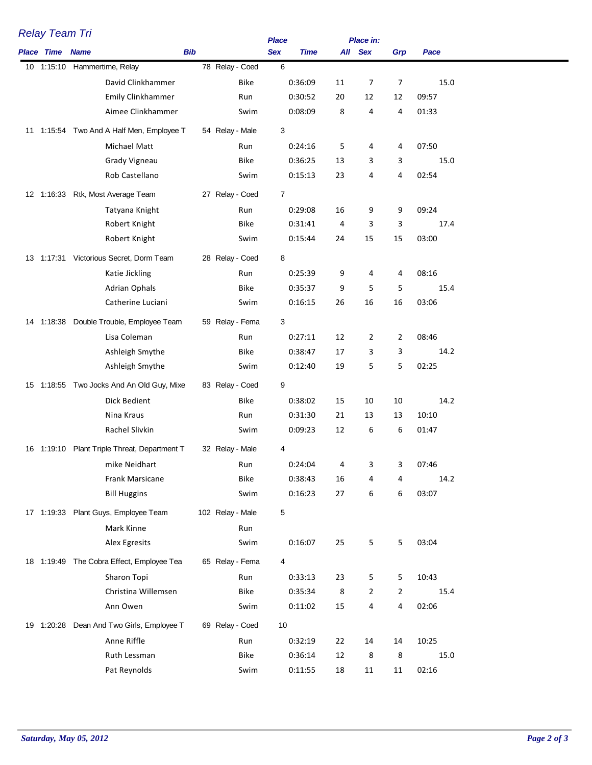## Relay Team Tri

| Place | Time | Name | Bib | | Place Sex | Time | Place in: All | Sex | Grp | Pace |
|---|---|---|---|---|---|---|---|---|---|---|
| 10 | 1:15:10 | Hammertime, Relay | 78 | Relay - Coed | 6 | | | | | |
| | | David Clinkhammer | | Bike | | 0:36:09 | 11 | 7 | 7 | 15.0 |
| | | Emily Clinkhammer | | Run | | 0:30:52 | 20 | 12 | 12 | 09:57 |
| | | Aimee Clinkhammer | | Swim | | 0:08:09 | 8 | 4 | 4 | 01:33 |
| 11 | 1:15:54 | Two And A Half Men, Employee T | 54 | Relay - Male | 3 | | | | | |
| | | Michael Matt | | Run | | 0:24:16 | 5 | 4 | 4 | 07:50 |
| | | Grady Vigneau | | Bike | | 0:36:25 | 13 | 3 | 3 | 15.0 |
| | | Rob Castellano | | Swim | | 0:15:13 | 23 | 4 | 4 | 02:54 |
| 12 | 1:16:33 | Rtk, Most Average Team | 27 | Relay - Coed | 7 | | | | | |
| | | Tatyana Knight | | Run | | 0:29:08 | 16 | 9 | 9 | 09:24 |
| | | Robert Knight | | Bike | | 0:31:41 | 4 | 3 | 3 | 17.4 |
| | | Robert Knight | | Swim | | 0:15:44 | 24 | 15 | 15 | 03:00 |
| 13 | 1:17:31 | Victorious Secret, Dorm Team | 28 | Relay - Coed | 8 | | | | | |
| | | Katie Jickling | | Run | | 0:25:39 | 9 | 4 | 4 | 08:16 |
| | | Adrian Ophals | | Bike | | 0:35:37 | 9 | 5 | 5 | 15.4 |
| | | Catherine Luciani | | Swim | | 0:16:15 | 26 | 16 | 16 | 03:06 |
| 14 | 1:18:38 | Double Trouble, Employee Team | 59 | Relay - Fema | 3 | | | | | |
| | | Lisa Coleman | | Run | | 0:27:11 | 12 | 2 | 2 | 08:46 |
| | | Ashleigh Smythe | | Bike | | 0:38:47 | 17 | 3 | 3 | 14.2 |
| | | Ashleigh Smythe | | Swim | | 0:12:40 | 19 | 5 | 5 | 02:25 |
| 15 | 1:18:55 | Two Jocks And An Old Guy, Mixe | 83 | Relay - Coed | 9 | | | | | |
| | | Dick Bedient | | Bike | | 0:38:02 | 15 | 10 | 10 | 14.2 |
| | | Nina Kraus | | Run | | 0:31:30 | 21 | 13 | 13 | 10:10 |
| | | Rachel Slivkin | | Swim | | 0:09:23 | 12 | 6 | 6 | 01:47 |
| 16 | 1:19:10 | Plant Triple Threat, Department T | 32 | Relay - Male | 4 | | | | | |
| | | mike Neidhart | | Run | | 0:24:04 | 4 | 3 | 3 | 07:46 |
| | | Frank Marsicane | | Bike | | 0:38:43 | 16 | 4 | 4 | 14.2 |
| | | Bill Huggins | | Swim | | 0:16:23 | 27 | 6 | 6 | 03:07 |
| 17 | 1:19:33 | Plant Guys, Employee Team | 102 | Relay - Male | 5 | | | | | |
| | | Mark Kinne | | Run | | | | | | |
| | | Alex Egresits | | Swim | | 0:16:07 | 25 | 5 | 5 | 03:04 |
| 18 | 1:19:49 | The Cobra Effect, Employee Tea | 65 | Relay - Fema | 4 | | | | | |
| | | Sharon Topi | | Run | | 0:33:13 | 23 | 5 | 5 | 10:43 |
| | | Christina Willemsen | | Bike | | 0:35:34 | 8 | 2 | 2 | 15.4 |
| | | Ann Owen | | Swim | | 0:11:02 | 15 | 4 | 4 | 02:06 |
| 19 | 1:20:28 | Dean And Two Girls, Employee T | 69 | Relay - Coed | 10 | | | | | |
| | | Anne Riffle | | Run | | 0:32:19 | 22 | 14 | 14 | 10:25 |
| | | Ruth Lessman | | Bike | | 0:36:14 | 12 | 8 | 8 | 15.0 |
| | | Pat Reynolds | | Swim | | 0:11:55 | 18 | 11 | 11 | 02:16 |

*Saturday, May 05, 2012*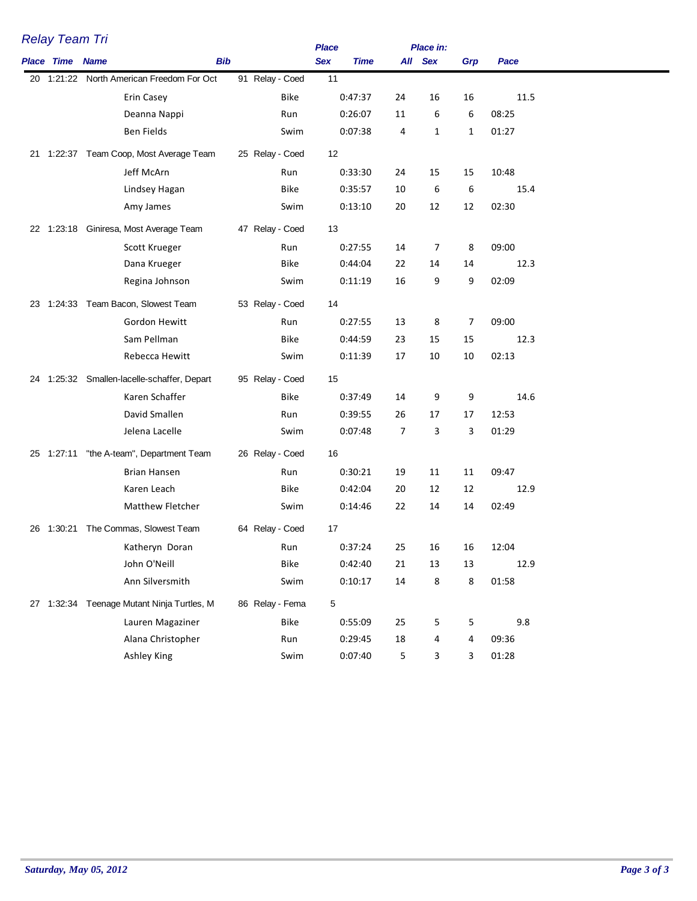## Relay Team Tri

| Place | Time | Name | Bib | | Place Sex | Time | Place in: All | Sex | Grp | Pace |
|---|---|---|---|---|---|---|---|---|---|---|
| 20 | 1:21:22 | North American Freedom For Oct | 91 | Relay - Coed | 11 | | | | | |
| | | Erin Casey | | Bike | | 0:47:37 | 24 | 16 | 16 | 11.5 |
| | | Deanna Nappi | | Run | | 0:26:07 | 11 | 6 | 6 | 08:25 |
| | | Ben Fields | | Swim | | 0:07:38 | 4 | 1 | 1 | 01:27 |
| 21 | 1:22:37 | Team Coop, Most Average Team | 25 | Relay - Coed | 12 | | | | | |
| | | Jeff McArn | | Run | | 0:33:30 | 24 | 15 | 15 | 10:48 |
| | | Lindsey Hagan | | Bike | | 0:35:57 | 10 | 6 | 6 | 15.4 |
| | | Amy James | | Swim | | 0:13:10 | 20 | 12 | 12 | 02:30 |
| 22 | 1:23:18 | Giniresa, Most Average Team | 47 | Relay - Coed | 13 | | | | | |
| | | Scott Krueger | | Run | | 0:27:55 | 14 | 7 | 8 | 09:00 |
| | | Dana Krueger | | Bike | | 0:44:04 | 22 | 14 | 14 | 12.3 |
| | | Regina Johnson | | Swim | | 0:11:19 | 16 | 9 | 9 | 02:09 |
| 23 | 1:24:33 | Team Bacon, Slowest Team | 53 | Relay - Coed | 14 | | | | | |
| | | Gordon Hewitt | | Run | | 0:27:55 | 13 | 8 | 7 | 09:00 |
| | | Sam Pellman | | Bike | | 0:44:59 | 23 | 15 | 15 | 12.3 |
| | | Rebecca Hewitt | | Swim | | 0:11:39 | 17 | 10 | 10 | 02:13 |
| 24 | 1:25:32 | Smallen-lacelle-schaffer, Depart | 95 | Relay - Coed | 15 | | | | | |
| | | Karen Schaffer | | Bike | | 0:37:49 | 14 | 9 | 9 | 14.6 |
| | | David Smallen | | Run | | 0:39:55 | 26 | 17 | 17 | 12:53 |
| | | Jelena Lacelle | | Swim | | 0:07:48 | 7 | 3 | 3 | 01:29 |
| 25 | 1:27:11 | "the A-team", Department Team | 26 | Relay - Coed | 16 | | | | | |
| | | Brian Hansen | | Run | | 0:30:21 | 19 | 11 | 11 | 09:47 |
| | | Karen Leach | | Bike | | 0:42:04 | 20 | 12 | 12 | 12.9 |
| | | Matthew Fletcher | | Swim | | 0:14:46 | 22 | 14 | 14 | 02:49 |
| 26 | 1:30:21 | The Commas, Slowest Team | 64 | Relay - Coed | 17 | | | | | |
| | | Katheryn Doran | | Run | | 0:37:24 | 25 | 16 | 16 | 12:04 |
| | | John O'Neill | | Bike | | 0:42:40 | 21 | 13 | 13 | 12.9 |
| | | Ann Silversmith | | Swim | | 0:10:17 | 14 | 8 | 8 | 01:58 |
| 27 | 1:32:34 | Teenage Mutant Ninja Turtles, M | 86 | Relay - Fema | 5 | | | | | |
| | | Lauren Magaziner | | Bike | | 0:55:09 | 25 | 5 | 5 | 9.8 |
| | | Alana Christopher | | Run | | 0:29:45 | 18 | 4 | 4 | 09:36 |
| | | Ashley King | | Swim | | 0:07:40 | 5 | 3 | 3 | 01:28 |

*Saturday, May 05, 2012*